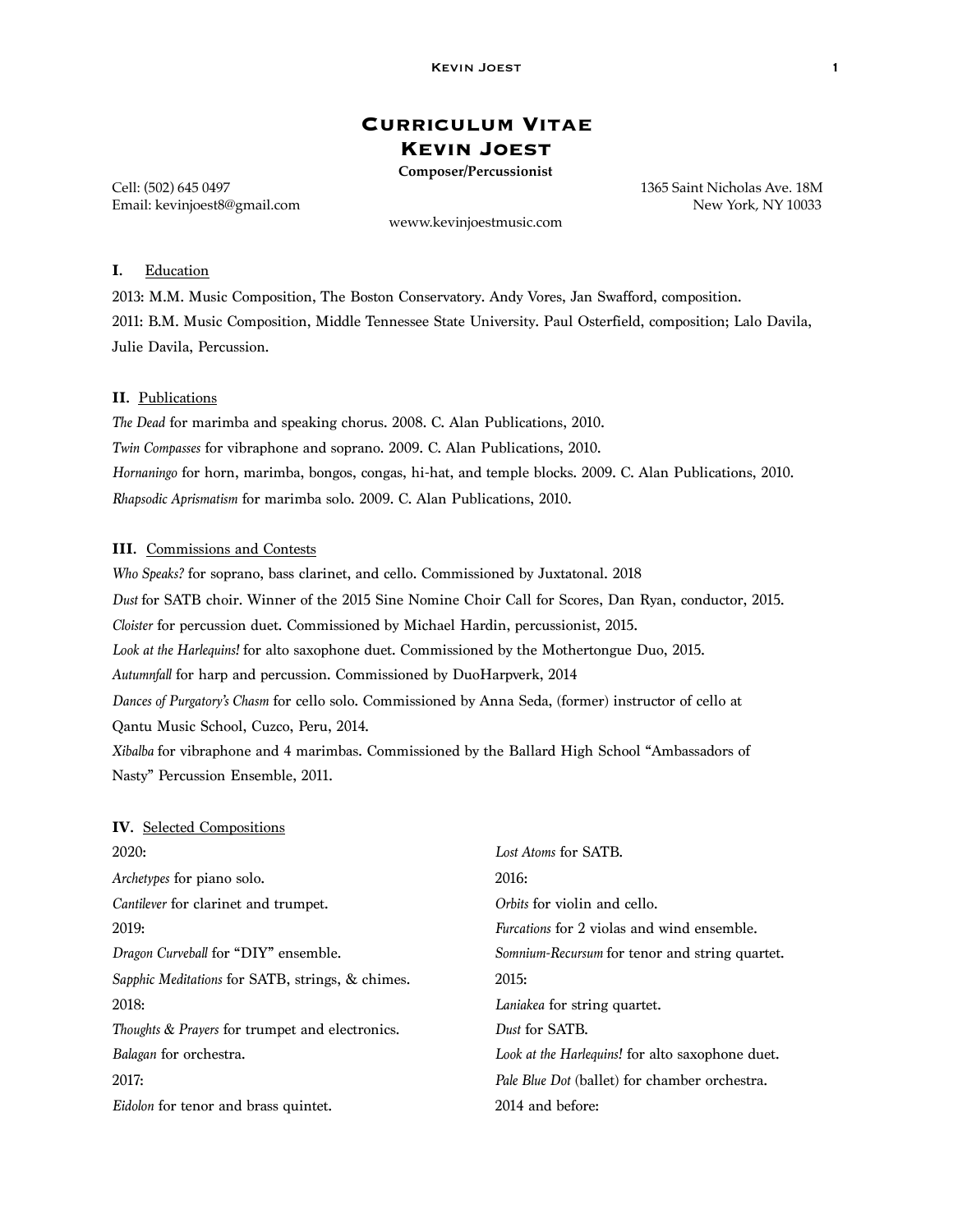# Curriculum Vitae
# Kevin Joest

**Composer/Percussionist**

Cell: (502) 645 0497
Email: kevinjoest8@gmail.com

1365 Saint Nicholas Ave. 18M
New York, NY 10033

weww.kevinjoestmusic.com

## I. Education

2013: M.M. Music Composition, The Boston Conservatory. Andy Vores, Jan Swafford, composition.

2011: B.M. Music Composition, Middle Tennessee State University. Paul Osterfield, composition; Lalo Davila, Julie Davila, Percussion.

## II. Publications

*The Dead* for marimba and speaking chorus. 2008. C. Alan Publications, 2010.

*Twin Compasses* for vibraphone and soprano. 2009. C. Alan Publications, 2010.

*Hornaningo* for horn, marimba, bongos, congas, hi-hat, and temple blocks. 2009. C. Alan Publications, 2010.

*Rhapsodic Aprismatism* for marimba solo. 2009. C. Alan Publications, 2010.

## III. Commissions and Contests

*Who Speaks?* for soprano, bass clarinet, and cello. Commissioned by Juxtatonal. 2018

*Dust* for SATB choir. Winner of the 2015 Sine Nomine Choir Call for Scores, Dan Ryan, conductor, 2015.

*Cloister* for percussion duet. Commissioned by Michael Hardin, percussionist, 2015.

*Look at the Harlequins!* for alto saxophone duet. Commissioned by the Mothertongue Duo, 2015.

*Autumnfall* for harp and percussion. Commissioned by DuoHarpverk, 2014

*Dances of Purgatory's Chasm* for cello solo. Commissioned by Anna Seda, (former) instructor of cello at Qantu Music School, Cuzco, Peru, 2014.

*Xibalba* for vibraphone and 4 marimbas. Commissioned by the Ballard High School "Ambassadors of Nasty" Percussion Ensemble, 2011.

## IV. Selected Compositions

2020:

*Archetypes* for piano solo.

*Cantilever* for clarinet and trumpet.

2019:

*Dragon Curveball* for "DIY" ensemble.

*Sapphic Meditations* for SATB, strings, & chimes.

2018:

*Thoughts & Prayers* for trumpet and electronics.

*Balagan* for orchestra.

2017:

*Eidolon* for tenor and brass quintet.

*Lost Atoms* for SATB.

2016:

*Orbits* for violin and cello.

*Furcations* for 2 violas and wind ensemble.

*Somnium-Recursum* for tenor and string quartet.

2015:

*Laniakea* for string quartet.

*Dust* for SATB.

*Look at the Harlequins!* for alto saxophone duet.

*Pale Blue Dot* (ballet) for chamber orchestra.

2014 and before: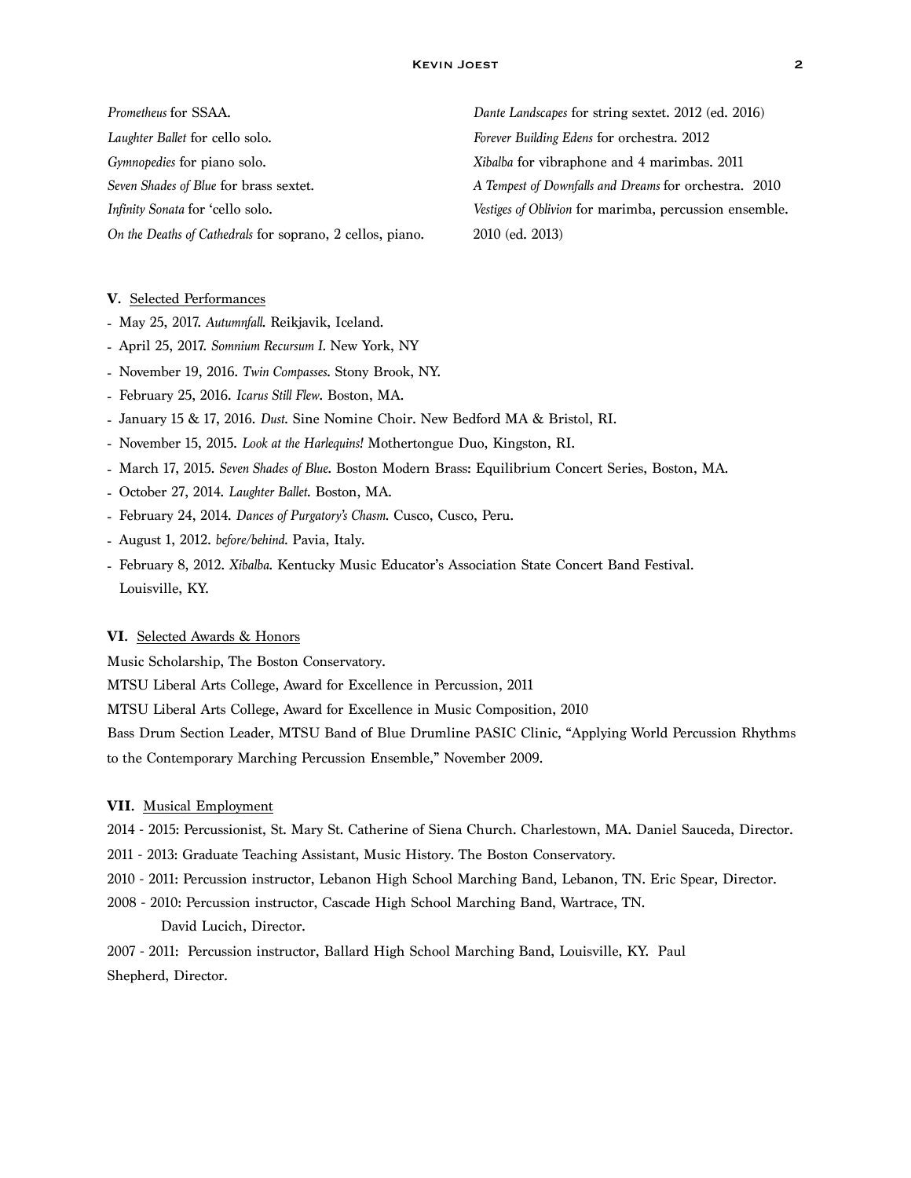*Prometheus* for SSAA.
*Laughter Ballet* for cello solo.
*Gymnopedies* for piano solo.
*Seven Shades of Blue* for brass sextet.
*Infinity Sonata* for 'cello solo.
*On the Deaths of Cathedrals* for soprano, 2 cellos, piano.
*Dante Landscapes* for string sextet. 2012 (ed. 2016)
*Forever Building Edens* for orchestra. 2012
*Xibalba* for vibraphone and 4 marimbas. 2011
*A Tempest of Downfalls and Dreams* for orchestra. 2010
*Vestiges of Oblivion* for marimba, percussion ensemble. 2010 (ed. 2013)

**V.** Selected Performances

- May 25, 2017. *Autumnfall.* Reikjavik, Iceland.
- April 25, 2017. *Somnium Recursum I.* New York, NY
- November 19, 2016. *Twin Compasses.* Stony Brook, NY.
- February 25, 2016. *Icarus Still Flew.* Boston, MA.
- January 15 & 17, 2016. *Dust.* Sine Nomine Choir. New Bedford MA & Bristol, RI.
- November 15, 2015. *Look at the Harlequins!* Mothertongue Duo, Kingston, RI.
- March 17, 2015. *Seven Shades of Blue.* Boston Modern Brass: Equilibrium Concert Series, Boston, MA.
- October 27, 2014. *Laughter Ballet.* Boston, MA.
- February 24, 2014. *Dances of Purgatory's Chasm.* Cusco, Cusco, Peru.
- August 1, 2012. *before/behind.* Pavia, Italy.
- February 8, 2012. *Xibalba.* Kentucky Music Educator's Association State Concert Band Festival. Louisville, KY.

**VI.** Selected Awards & Honors

Music Scholarship, The Boston Conservatory.
MTSU Liberal Arts College, Award for Excellence in Percussion, 2011
MTSU Liberal Arts College, Award for Excellence in Music Composition, 2010
Bass Drum Section Leader, MTSU Band of Blue Drumline PASIC Clinic, "Applying World Percussion Rhythms to the Contemporary Marching Percussion Ensemble," November 2009.

**VII.** Musical Employment

2014 - 2015: Percussionist, St. Mary St. Catherine of Siena Church. Charlestown, MA. Daniel Sauceda, Director.
2011 - 2013: Graduate Teaching Assistant, Music History. The Boston Conservatory.
2010 - 2011: Percussion instructor, Lebanon High School Marching Band, Lebanon, TN. Eric Spear, Director.
2008 - 2010: Percussion instructor, Cascade High School Marching Band, Wartrace, TN. David Lucich, Director.
2007 - 2011: Percussion instructor, Ballard High School Marching Band, Louisville, KY. Paul Shepherd, Director.